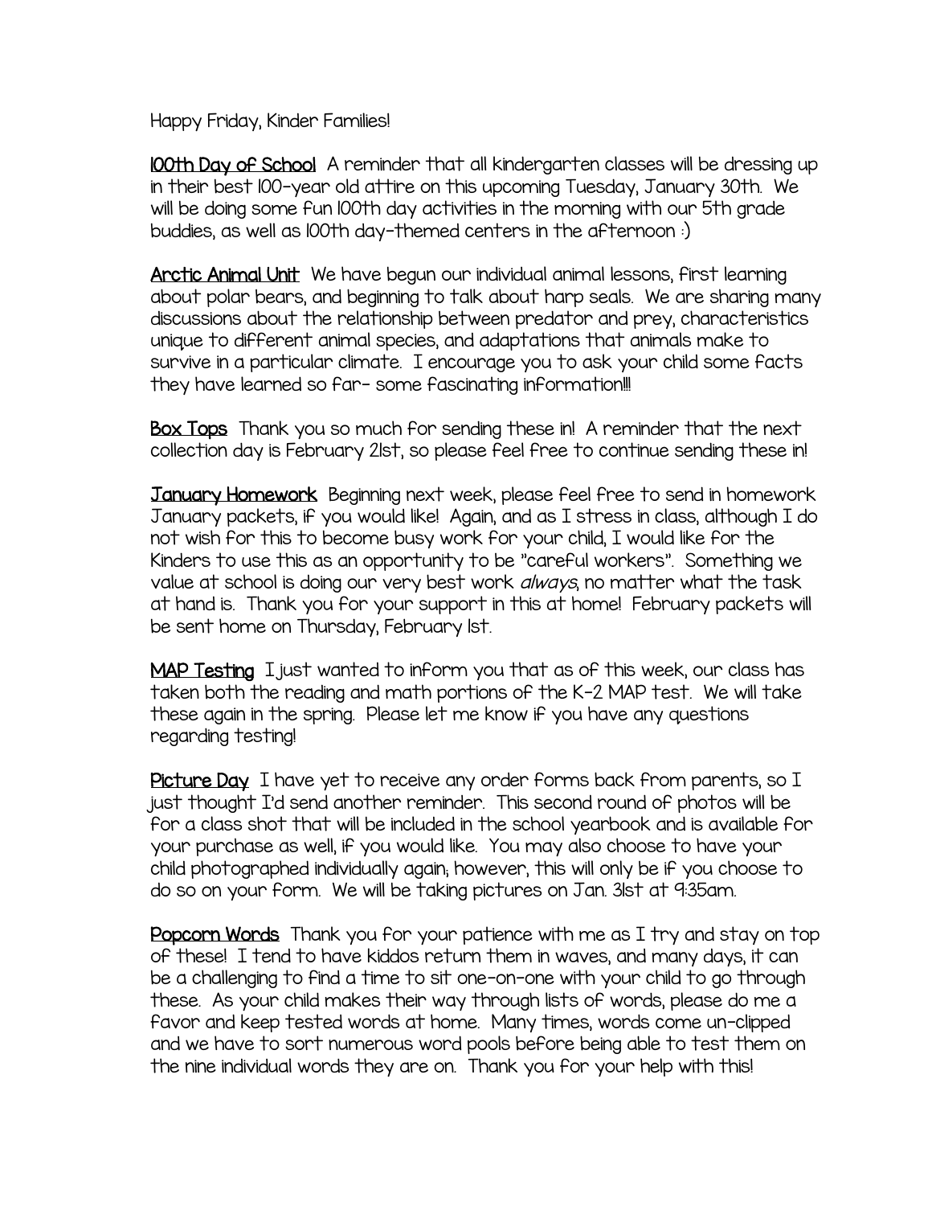Happy Friday, Kinder Families!

<u>100th Day of School</u> A reminder that all kindergarten classes will be dressing up in their best 100-year old attire on this upcoming Tuesday, January 30th. We will be doing some fun 100th day activities in the morning with our 5th grade buddies, as well as 100th day-themed centers in the afternoon :)

<u>Arctic Animal Unit</u> We have begun our individual animal lessons, first learning about polar bears, and beginning to talk about harp seals. We are sharing many discussions about the relationship between predator and prey, characteristics unique to different animal species, and adaptations that animals make to survive in a particular climate. I encourage you to ask your child some facts they have learned so far- some fascinating information!!!

<u>Box Tops</u> Thank you so much for sending these in! A reminder that the next collection day is February 21st, so please feel free to continue sending these in!

<u>January Homework</u> Beginning next week, please feel free to send in homework January packets, if you would like! Again, and as I stress in class, although I do not wish for this to become busy work for your child, I would like for the Kinders to use this as an opportunity to be "careful workers". Something we value at school is doing our very best work *always*, no matter what the task at hand is. Thank you for your support in this at home! February packets will be sent home on Thursday, February 1st.

<u>MAP Testing</u> I just wanted to inform you that as of this week, our class has taken both the reading and math portions of the K-2 MAP test. We will take these again in the spring. Please let me know if you have any questions regarding testing!

<u>Picture Day</u> I have yet to receive any order forms back from parents, so I just thought I'd send another reminder. This second round of photos will be for a class shot that will be included in the school yearbook and is available for your purchase as well, if you would like. You may also choose to have your child photographed individually again; however, this will only be if you choose to do so on your form. We will be taking pictures on Jan. 31st at 9:35am.

<u>Popcorn Words</u> Thank you for your patience with me as I try and stay on top of these! I tend to have kiddos return them in waves, and many days, it can be a challenging to find a time to sit one-on-one with your child to go through these. As your child makes their way through lists of words, please do me a favor and keep tested words at home. Many times, words come un-clipped and we have to sort numerous word pools before being able to test them on the nine individual words they are on. Thank you for your help with this!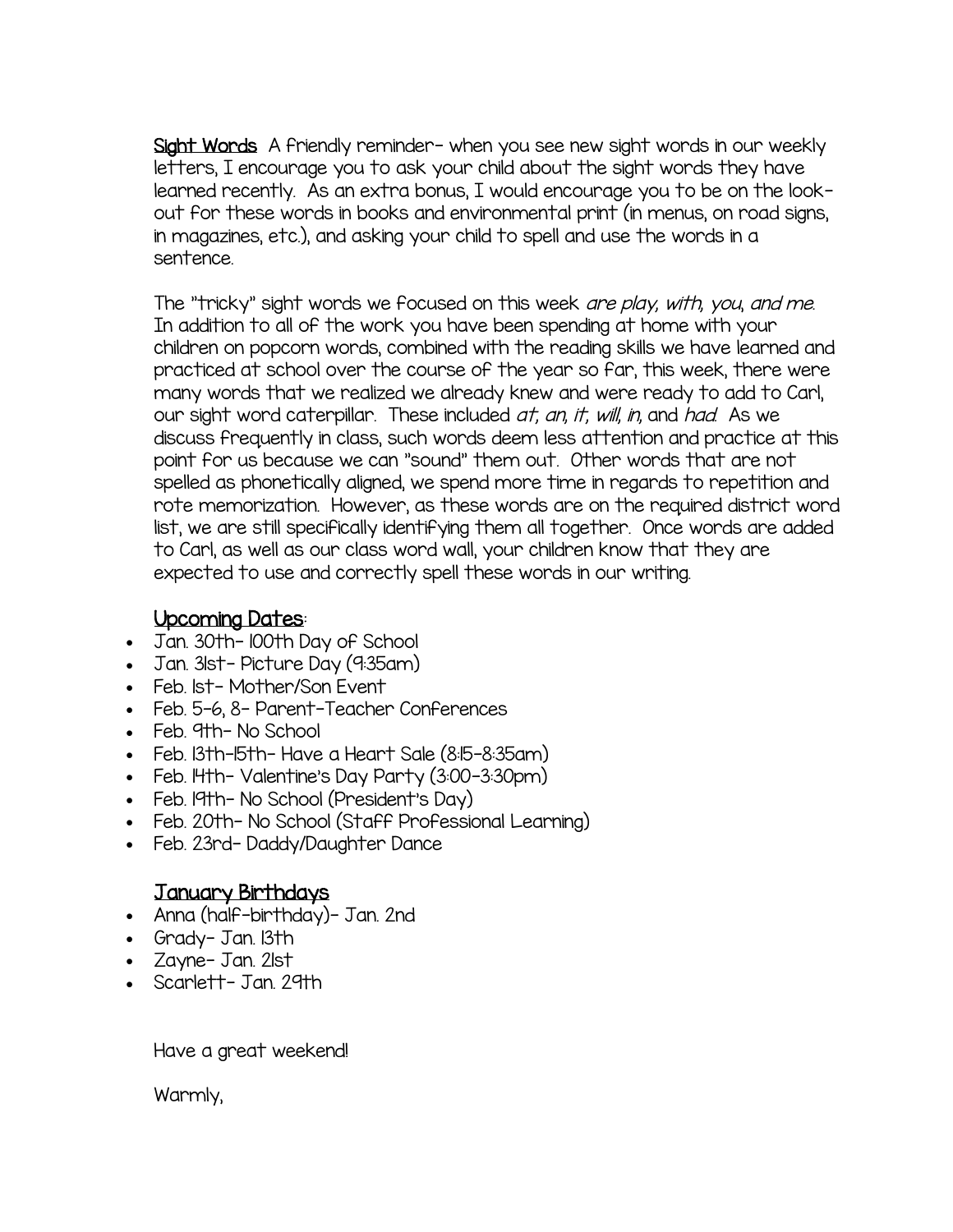**Sight Words** A friendly reminder- when you see new sight words in our weekly letters, I encourage you to ask your child about the sight words they have learned recently. As an extra bonus, I would encourage you to be on the look-out for these words in books and environmental print (in menus, on road signs, in magazines, etc.), and asking your child to spell and use the words in a sentence.

The "tricky" sight words we focused on this week *are play, with, you, and me*. In addition to all of the work you have been spending at home with your children on popcorn words, combined with the reading skills we have learned and practiced at school over the course of the year so far, this week, there were many words that we realized we already knew and were ready to add to Carl, our sight word caterpillar. These included *at, an, it, will, in,* and *had*. As we discuss frequently in class, such words deem less attention and practice at this point for us because we can "sound" them out. Other words that are not spelled as phonetically aligned, we spend more time in regards to repetition and rote memorization. However, as these words are on the required district word list, we are still specifically identifying them all together. Once words are added to Carl, as well as our class word wall, your children know that they are expected to use and correctly spell these words in our writing.

## Upcoming Dates:

- Jan. 30th- 100th Day of School
- Jan. 31st- Picture Day (9:35am)
- Feb. 1st- Mother/Son Event
- Feb. 5-6, 8- Parent-Teacher Conferences
- Feb. 9th- No School
- Feb. 13th-15th- Have a Heart Sale (8:15-8:35am)
- Feb. 14th- Valentine's Day Party (3:00-3:30pm)
- Feb. 19th- No School (President's Day)
- Feb. 20th- No School (Staff Professional Learning)
- Feb. 23rd- Daddy/Daughter Dance

## January Birthdays

- Anna (half-birthday)- Jan. 2nd
- Grady- Jan. 13th
- Zayne- Jan. 21st
- Scarlett- Jan. 29th

Have a great weekend!

Warmly,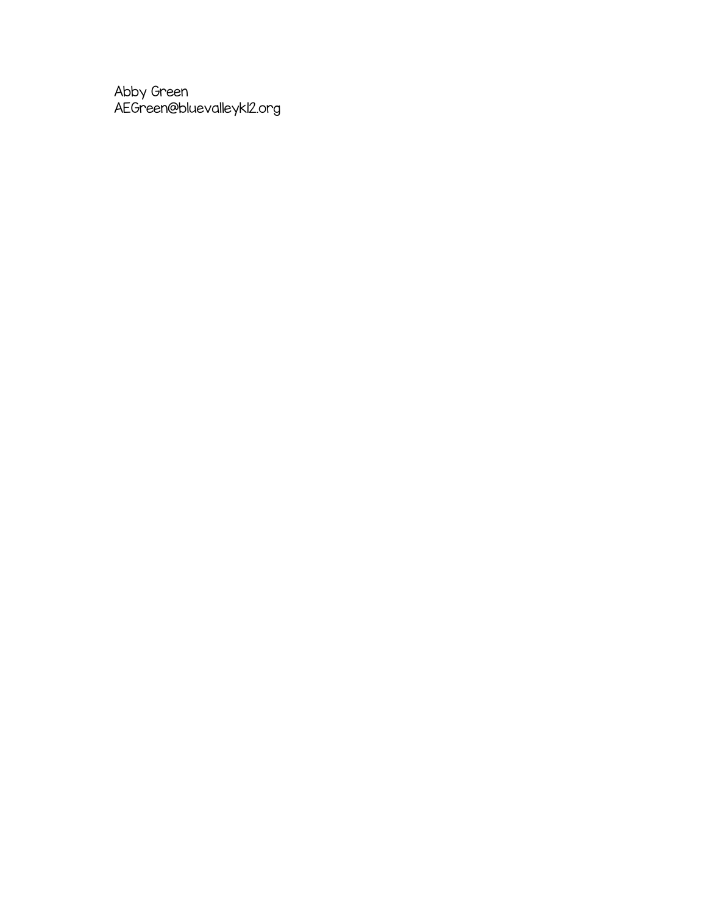Abby Green
AEGreen@bluevalleyk12.org